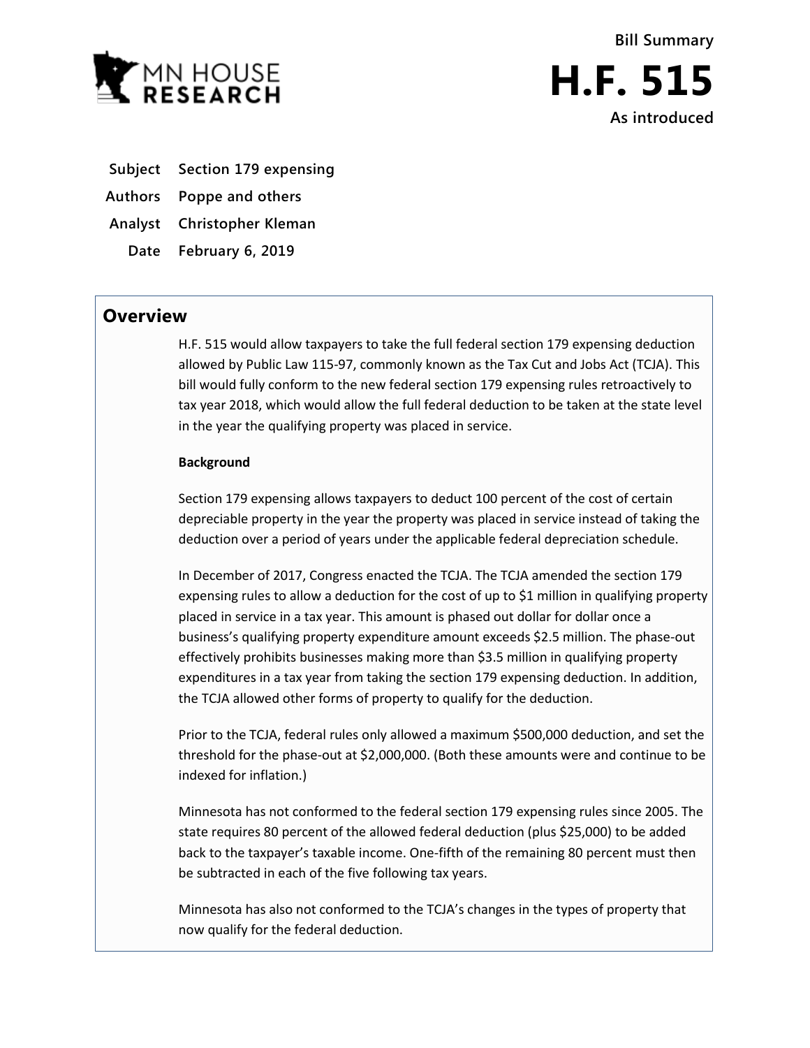Bill Summary

# H.F. 515

As introduced

**Subject** Section 179 expensing

**Authors** Poppe and others

**Analyst** Christopher Kleman

**Date** February 6, 2019

## Overview

H.F. 515 would allow taxpayers to take the full federal section 179 expensing deduction allowed by Public Law 115-97, commonly known as the Tax Cut and Jobs Act (TCJA). This bill would fully conform to the new federal section 179 expensing rules retroactively to tax year 2018, which would allow the full federal deduction to be taken at the state level in the year the qualifying property was placed in service.

**Background**

Section 179 expensing allows taxpayers to deduct 100 percent of the cost of certain depreciable property in the year the property was placed in service instead of taking the deduction over a period of years under the applicable federal depreciation schedule.

In December of 2017, Congress enacted the TCJA. The TCJA amended the section 179 expensing rules to allow a deduction for the cost of up to $1 million in qualifying property placed in service in a tax year. This amount is phased out dollar for dollar once a business's qualifying property expenditure amount exceeds $2.5 million. The phase-out effectively prohibits businesses making more than $3.5 million in qualifying property expenditures in a tax year from taking the section 179 expensing deduction. In addition, the TCJA allowed other forms of property to qualify for the deduction.

Prior to the TCJA, federal rules only allowed a maximum $500,000 deduction, and set the threshold for the phase-out at $2,000,000. (Both these amounts were and continue to be indexed for inflation.)

Minnesota has not conformed to the federal section 179 expensing rules since 2005. The state requires 80 percent of the allowed federal deduction (plus $25,000) to be added back to the taxpayer's taxable income. One-fifth of the remaining 80 percent must then be subtracted in each of the five following tax years.

Minnesota has also not conformed to the TCJA's changes in the types of property that now qualify for the federal deduction.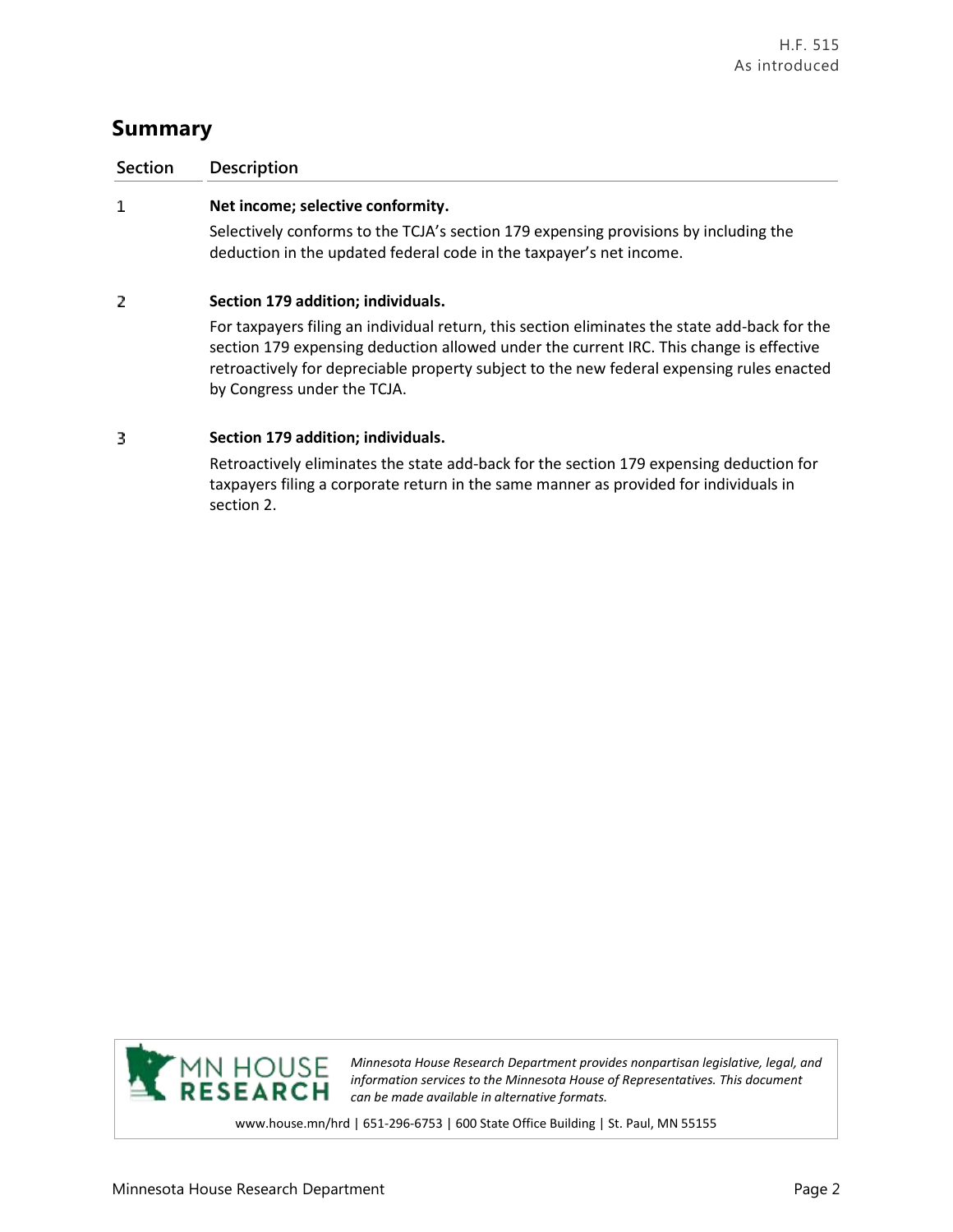## Summary

| Section | Description |
|---|---|
| 1 | **Net income; selective conformity.** Selectively conforms to the TCJA's section 179 expensing provisions by including the deduction in the updated federal code in the taxpayer's net income. |
| 2 | **Section 179 addition; individuals.** For taxpayers filing an individual return, this section eliminates the state add-back for the section 179 expensing deduction allowed under the current IRC. This change is effective retroactively for depreciable property subject to the new federal expensing rules enacted by Congress under the TCJA. |
| 3 | **Section 179 addition; individuals.** Retroactively eliminates the state add-back for the section 179 expensing deduction for taxpayers filing a corporate return in the same manner as provided for individuals in section 2. |

MN HOUSE RESEARCH

*Minnesota House Research Department provides nonpartisan legislative, legal, and information services to the Minnesota House of Representatives. This document can be made available in alternative formats.*

www.house.mn/hrd | 651-296-6753 | 600 State Office Building | St. Paul, MN 55155